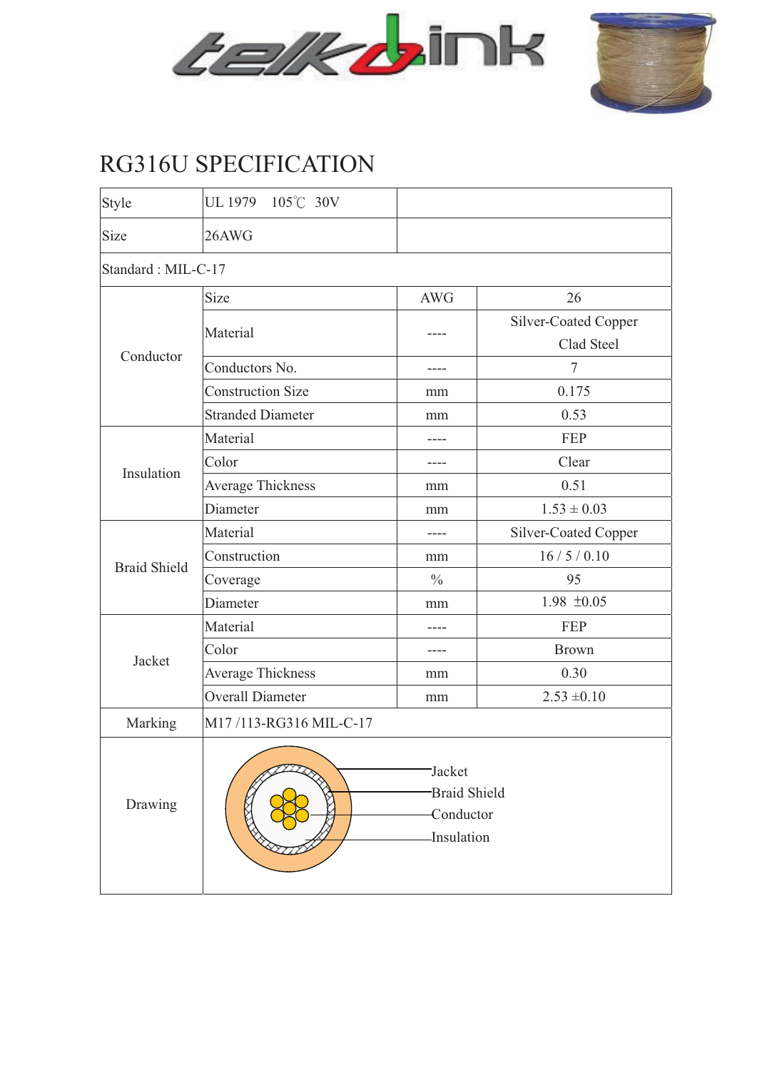# RG316U SPECIFICATION

| Style | UL 1979　105℃　30V | | |
|---|---|---|---|
| Size | 26AWG | | |
| Standard : MIL-C-17 | | | |
| Conductor | Size | AWG | 26 |
| | Material | ---- | Silver-Coated Copper Clad Steel |
| | Conductors No. | ---- | 7 |
| | Construction Size | mm | 0.175 |
| | Stranded Diameter | mm | 0.53 |
| Insulation | Material | ---- | FEP |
| | Color | ---- | Clear |
| | Average Thickness | mm | 0.51 |
| | Diameter | mm | 1.53 ± 0.03 |
| Braid Shield | Material | ---- | Silver-Coated Copper |
| | Construction | mm | 16 / 5 / 0.10 |
| | Coverage | % | 95 |
| | Diameter | mm | 1.98 ±0.05 |
| Jacket | Material | ---- | FEP |
| | Color | ---- | Brown |
| | Average Thickness | mm | 0.30 |
| | Overall Diameter | mm | 2.53 ±0.10 |
| Marking | M17 /113-RG316 MIL-C-17 | | |
| Drawing | Jacket, Braid Shield, Conductor, Insulation | | |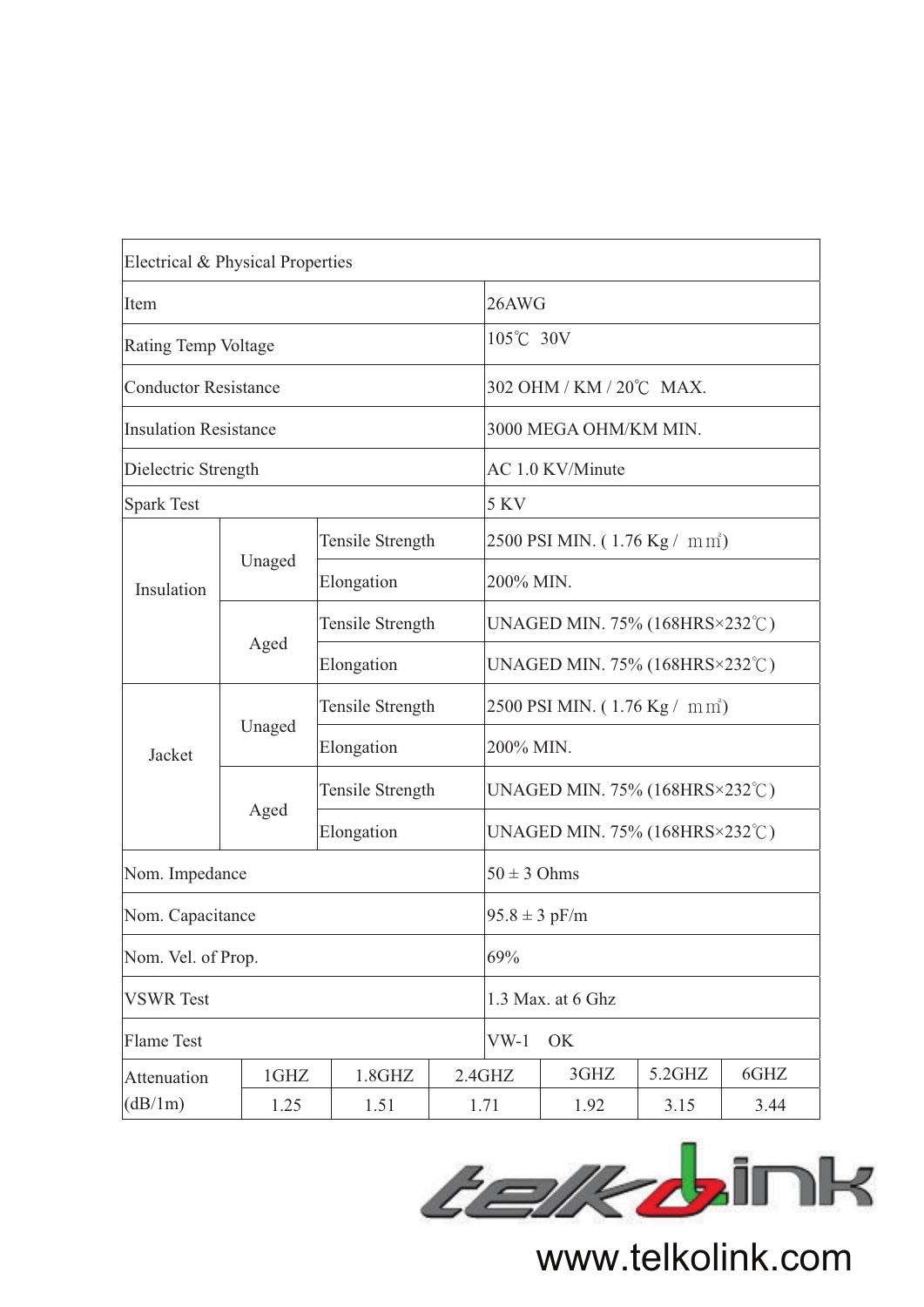| Electrical & Physical Properties | | | | | | |
|---|---|---|---|---|---|---|
| Item | | | 26AWG | | | |
| Rating Temp Voltage | | | 105℃ 30V | | | |
| Conductor Resistance | | | 302 OHM / KM / 20℃ MAX. | | | |
| Insulation Resistance | | | 3000 MEGA OHM/KM MIN. | | | |
| Dielectric Strength | | | AC 1.0 KV/Minute | | | |
| Spark Test | | | 5 KV | | | |
| Insulation | Unaged | Tensile Strength | 2500 PSI MIN. ( 1.76 Kg / ㎜²) | | | |
| | | Elongation | 200% MIN. | | | |
| | Aged | Tensile Strength | UNAGED MIN. 75% (168HRS×232℃) | | | |
| | | Elongation | UNAGED MIN. 75% (168HRS×232℃) | | | |
| Jacket | Unaged | Tensile Strength | 2500 PSI MIN. ( 1.76 Kg / ㎜²) | | | |
| | | Elongation | 200% MIN. | | | |
| | Aged | Tensile Strength | UNAGED MIN. 75% (168HRS×232℃) | | | |
| | | Elongation | UNAGED MIN. 75% (168HRS×232℃) | | | |
| Nom. Impedance | | | 50 ± 3 Ohms | | | |
| Nom. Capacitance | | | 95.8 ± 3 pF/m | | | |
| Nom. Vel. of Prop. | | | 69% | | | |
| VSWR Test | | | 1.3 Max. at 6 Ghz | | | |
| Flame Test | | | VW-1 OK | | | |
| Attenuation (dB/1m) | 1GHZ | 1.8GHZ | 2.4GHZ | 3GHZ | 5.2GHZ | 6GHZ |
| | 1.25 | 1.51 | 1.71 | 1.92 | 3.15 | 3.44 |

telkolink

www.telkolink.com